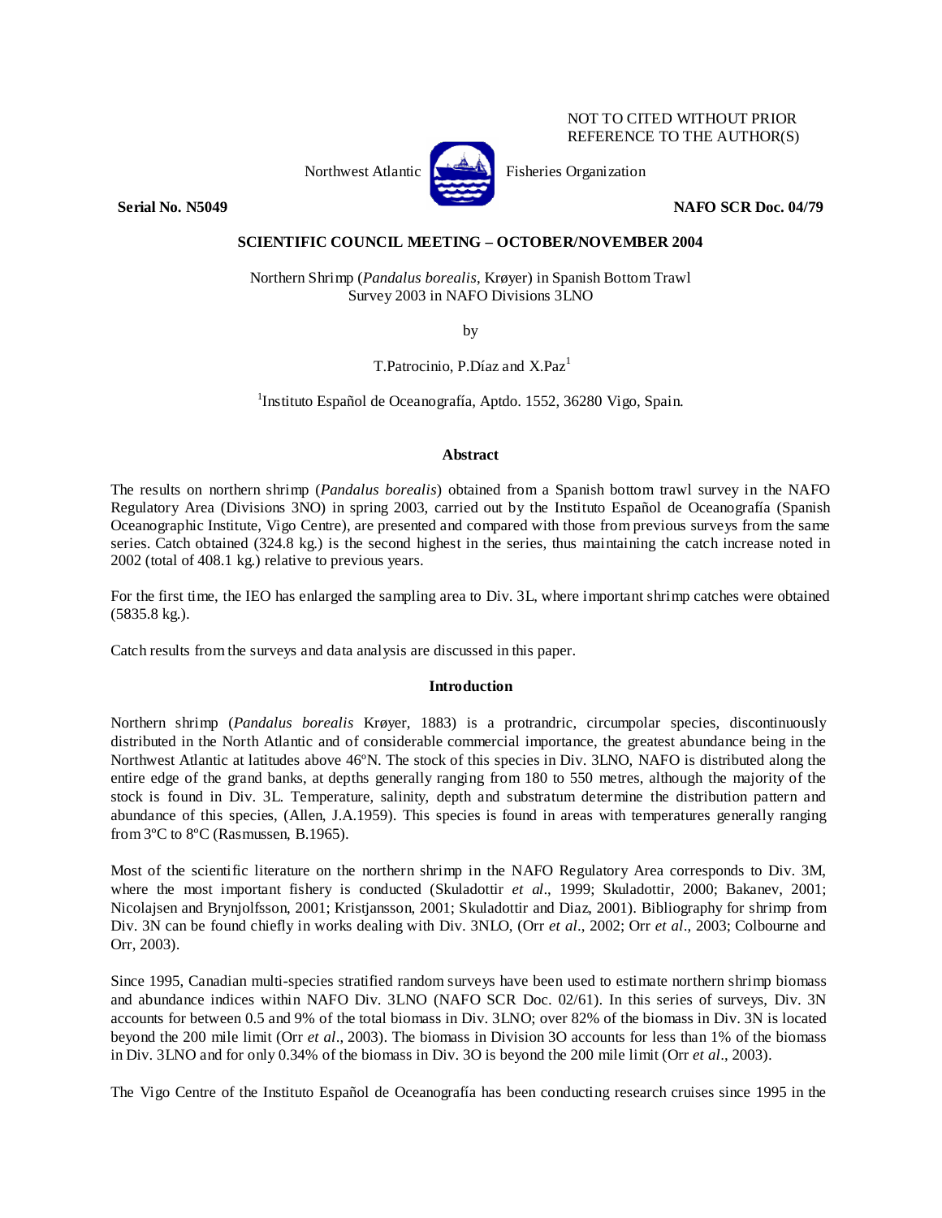NOT TO CITED WITHOUT PRIOR REFERENCE TO THE AUTHOR(S)

Northwest Atlantic Fisheries Organization

**Serial No. N5049** **NAFO SCR Doc. 04/79**

**SCIENTIFIC COUNCIL MEETING – OCTOBER/NOVEMBER 2004**

Northern Shrimp (*Pandalus borealis*, Krøyer) in Spanish Bottom Trawl Survey 2003 in NAFO Divisions 3LNO

by

T.Patrocinio, P.Díaz and X.Paz[1]

[1]Instituto Español de Oceanografía, Aptdo. 1552, 36280 Vigo, Spain.

## Abstract

The results on northern shrimp (*Pandalus borealis*) obtained from a Spanish bottom trawl survey in the NAFO Regulatory Area (Divisions 3NO) in spring 2003, carried out by the Instituto Español de Oceanografía (Spanish Oceanographic Institute, Vigo Centre), are presented and compared with those from previous surveys from the same series. Catch obtained (324.8 kg.) is the second highest in the series, thus maintaining the catch increase noted in 2002 (total of 408.1 kg.) relative to previous years.

For the first time, the IEO has enlarged the sampling area to Div. 3L, where important shrimp catches were obtained (5835.8 kg.).

Catch results from the surveys and data analysis are discussed in this paper.

## Introduction

Northern shrimp (*Pandalus borealis* Krøyer, 1883) is a protrandric, circumpolar species, discontinuously distributed in the North Atlantic and of considerable commercial importance, the greatest abundance being in the Northwest Atlantic at latitudes above 46ºN. The stock of this species in Div. 3LNO, NAFO is distributed along the entire edge of the grand banks, at depths generally ranging from 180 to 550 metres, although the majority of the stock is found in Div. 3L. Temperature, salinity, depth and substratum determine the distribution pattern and abundance of this species, (Allen, J.A.1959). This species is found in areas with temperatures generally ranging from 3ºC to 8ºC (Rasmussen, B.1965).

Most of the scientific literature on the northern shrimp in the NAFO Regulatory Area corresponds to Div. 3M, where the most important fishery is conducted (Skuladottir *et al*., 1999; Skuladottir, 2000; Bakanev, 2001; Nicolajsen and Brynjolfsson, 2001; Kristjansson, 2001; Skuladottir and Diaz, 2001). Bibliography for shrimp from Div. 3N can be found chiefly in works dealing with Div. 3NLO, (Orr *et al*., 2002; Orr *et al*., 2003; Colbourne and Orr, 2003).

Since 1995, Canadian multi-species stratified random surveys have been used to estimate northern shrimp biomass and abundance indices within NAFO Div. 3LNO (NAFO SCR Doc. 02/61). In this series of surveys, Div. 3N accounts for between 0.5 and 9% of the total biomass in Div. 3LNO; over 82% of the biomass in Div. 3N is located beyond the 200 mile limit (Orr *et al*., 2003). The biomass in Division 3O accounts for less than 1% of the biomass in Div. 3LNO and for only 0.34% of the biomass in Div. 3O is beyond the 200 mile limit (Orr *et al*., 2003).

The Vigo Centre of the Instituto Español de Oceanografía has been conducting research cruises since 1995 in the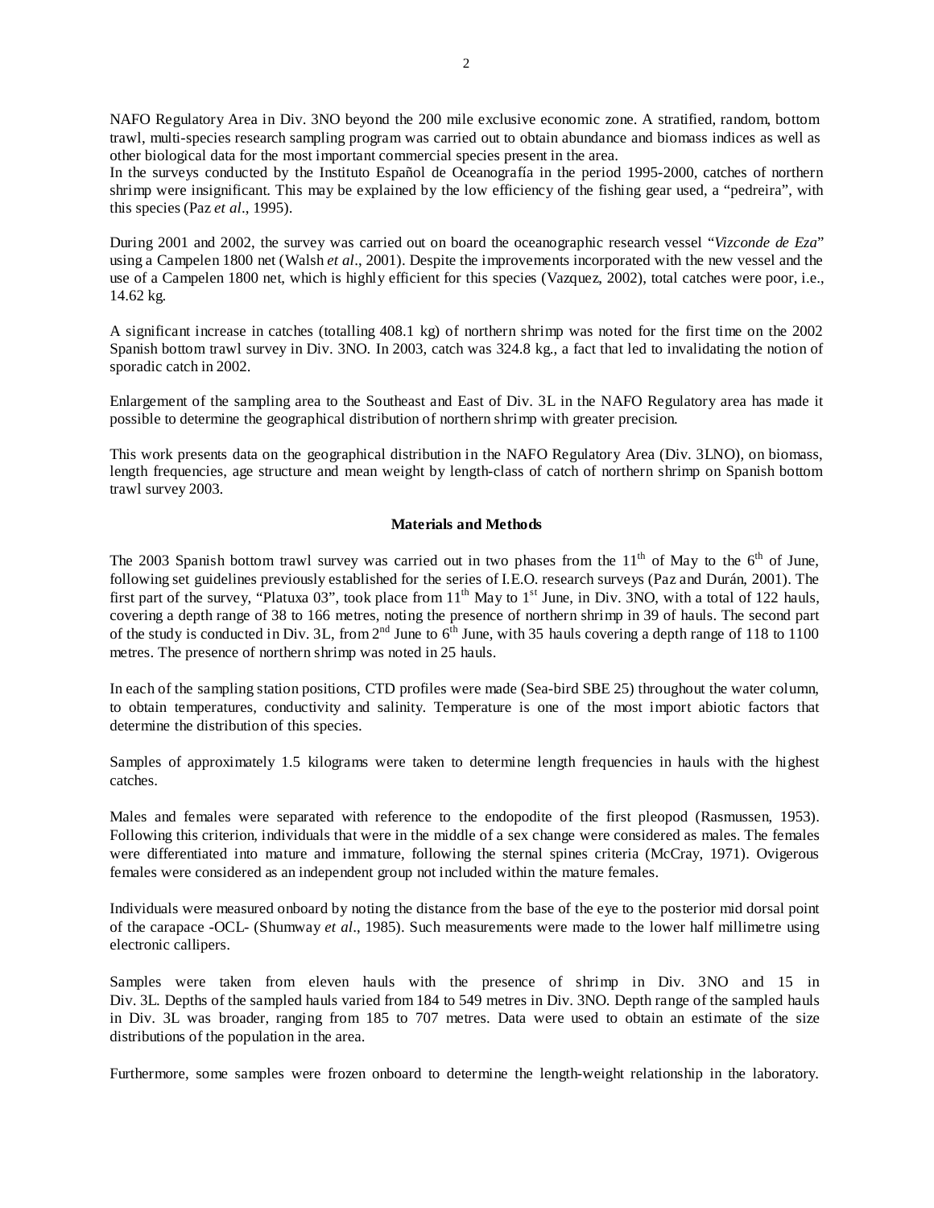NAFO Regulatory Area in Div. 3NO beyond the 200 mile exclusive economic zone. A stratified, random, bottom trawl, multi-species research sampling program was carried out to obtain abundance and biomass indices as well as other biological data for the most important commercial species present in the area.
In the surveys conducted by the Instituto Español de Oceanografía in the period 1995-2000, catches of northern shrimp were insignificant. This may be explained by the low efficiency of the fishing gear used, a "pedreira", with this species (Paz *et al*., 1995).

During 2001 and 2002, the survey was carried out on board the oceanographic research vessel "*Vizconde de Eza*" using a Campelen 1800 net (Walsh *et al*., 2001). Despite the improvements incorporated with the new vessel and the use of a Campelen 1800 net, which is highly efficient for this species (Vazquez, 2002), total catches were poor, i.e., 14.62 kg.

A significant increase in catches (totalling 408.1 kg) of northern shrimp was noted for the first time on the 2002 Spanish bottom trawl survey in Div. 3NO. In 2003, catch was 324.8 kg., a fact that led to invalidating the notion of sporadic catch in 2002.

Enlargement of the sampling area to the Southeast and East of Div. 3L in the NAFO Regulatory area has made it possible to determine the geographical distribution of northern shrimp with greater precision.

This work presents data on the geographical distribution in the NAFO Regulatory Area (Div. 3LNO), on biomass, length frequencies, age structure and mean weight by length-class of catch of northern shrimp on Spanish bottom trawl survey 2003.

## Materials and Methods

The 2003 Spanish bottom trawl survey was carried out in two phases from the 11th of May to the 6th of June, following set guidelines previously established for the series of I.E.O. research surveys (Paz and Durán, 2001). The first part of the survey, "Platuxa 03", took place from 11th May to 1st June, in Div. 3NO, with a total of 122 hauls, covering a depth range of 38 to 166 metres, noting the presence of northern shrimp in 39 of hauls. The second part of the study is conducted in Div. 3L, from 2nd June to 6th June, with 35 hauls covering a depth range of 118 to 1100 metres. The presence of northern shrimp was noted in 25 hauls.

In each of the sampling station positions, CTD profiles were made (Sea-bird SBE 25) throughout the water column, to obtain temperatures, conductivity and salinity. Temperature is one of the most import abiotic factors that determine the distribution of this species.

Samples of approximately 1.5 kilograms were taken to determine length frequencies in hauls with the highest catches.

Males and females were separated with reference to the endopodite of the first pleopod (Rasmussen, 1953). Following this criterion, individuals that were in the middle of a sex change were considered as males. The females were differentiated into mature and immature, following the sternal spines criteria (McCray, 1971). Ovigerous females were considered as an independent group not included within the mature females.

Individuals were measured onboard by noting the distance from the base of the eye to the posterior mid dorsal point of the carapace -OCL- (Shumway *et al*., 1985). Such measurements were made to the lower half millimetre using electronic callipers.

Samples were taken from eleven hauls with the presence of shrimp in Div. 3NO and 15 in Div. 3L. Depths of the sampled hauls varied from 184 to 549 metres in Div. 3NO. Depth range of the sampled hauls in Div. 3L was broader, ranging from 185 to 707 metres. Data were used to obtain an estimate of the size distributions of the population in the area.

Furthermore, some samples were frozen onboard to determine the length-weight relationship in the laboratory.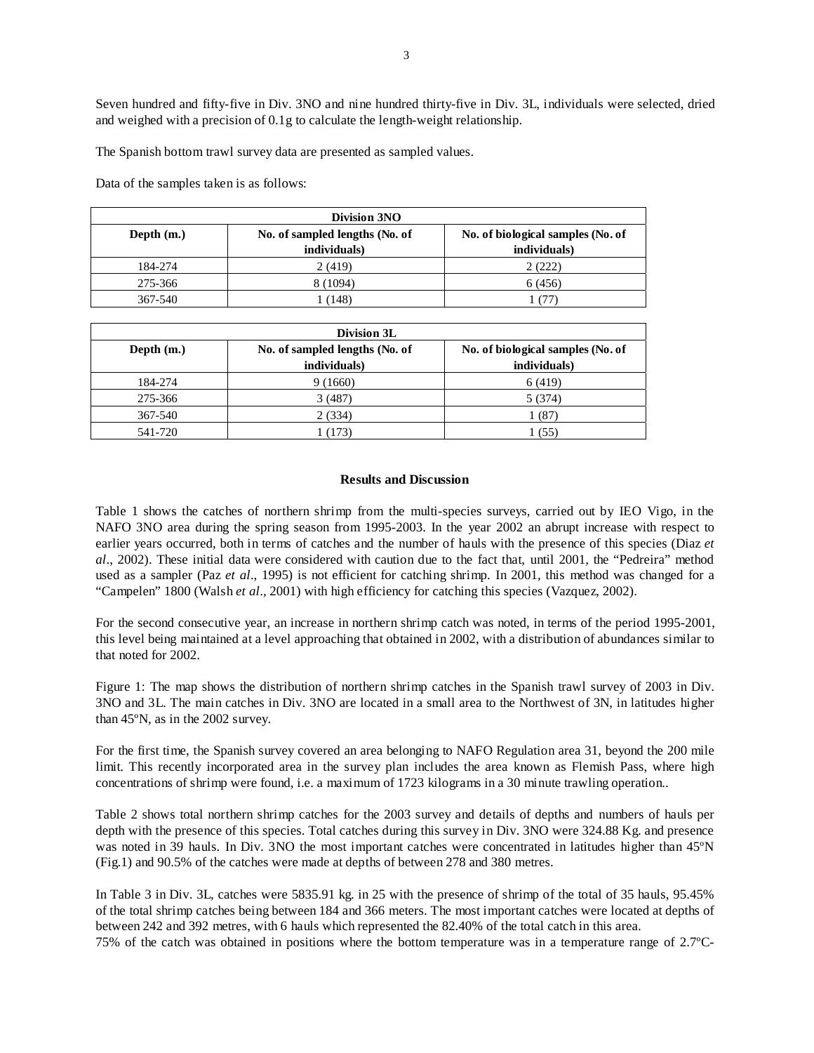Seven hundred and fifty-five in Div. 3NO and nine hundred thirty-five in Div. 3L, individuals were selected, dried and weighed with a precision of 0.1g to calculate the length-weight relationship.

The Spanish bottom trawl survey data are presented as sampled values.

Data of the samples taken is as follows:

| Division 3NO | | |
|---|---|---|
| **Depth (m.)** | **No. of sampled lengths (No. of individuals)** | **No. of biological samples (No. of individuals)** |
| 184-274 | 2 (419) | 2 (222) |
| 275-366 | 8 (1094) | 6 (456) |
| 367-540 | 1 (148) | 1 (77) |

| Division 3L | | |
|---|---|---|
| **Depth (m.)** | **No. of sampled lengths (No. of individuals)** | **No. of biological samples (No. of individuals)** |
| 184-274 | 9 (1660) | 6 (419) |
| 275-366 | 3 (487) | 5 (374) |
| 367-540 | 2 (334) | 1 (87) |
| 541-720 | 1 (173) | 1 (55) |

## Results and Discussion

Table 1 shows the catches of northern shrimp from the multi-species surveys, carried out by IEO Vigo, in the NAFO 3NO area during the spring season from 1995-2003. In the year 2002 an abrupt increase with respect to earlier years occurred, both in terms of catches and the number of hauls with the presence of this species (Diaz *et al*., 2002). These initial data were considered with caution due to the fact that, until 2001, the "Pedreira" method used as a sampler (Paz *et al*., 1995) is not efficient for catching shrimp. In 2001, this method was changed for a "Campelen" 1800 (Walsh *et al*., 2001) with high efficiency for catching this species (Vazquez, 2002).

For the second consecutive year, an increase in northern shrimp catch was noted, in terms of the period 1995-2001, this level being maintained at a level approaching that obtained in 2002, with a distribution of abundances similar to that noted for 2002.

Figure 1: The map shows the distribution of northern shrimp catches in the Spanish trawl survey of 2003 in Div. 3NO and 3L. The main catches in Div. 3NO are located in a small area to the Northwest of 3N, in latitudes higher than 45ºN, as in the 2002 survey.

For the first time, the Spanish survey covered an area belonging to NAFO Regulation area 31, beyond the 200 mile limit. This recently incorporated area in the survey plan includes the area known as Flemish Pass, where high concentrations of shrimp were found, i.e. a maximum of 1723 kilograms in a 30 minute trawling operation..

Table 2 shows total northern shrimp catches for the 2003 survey and details of depths and numbers of hauls per depth with the presence of this species. Total catches during this survey in Div. 3NO were 324.88 Kg. and presence was noted in 39 hauls. In Div. 3NO the most important catches were concentrated in latitudes higher than 45ºN (Fig.1) and 90.5% of the catches were made at depths of between 278 and 380 metres.

In Table 3 in Div. 3L, catches were 5835.91 kg. in 25 with the presence of shrimp of the total of 35 hauls, 95.45% of the total shrimp catches being between 184 and 366 meters. The most important catches were located at depths of between 242 and 392 metres, with 6 hauls which represented the 82.40% of the total catch in this area.
75% of the catch was obtained in positions where the bottom temperature was in a temperature range of 2.7ºC-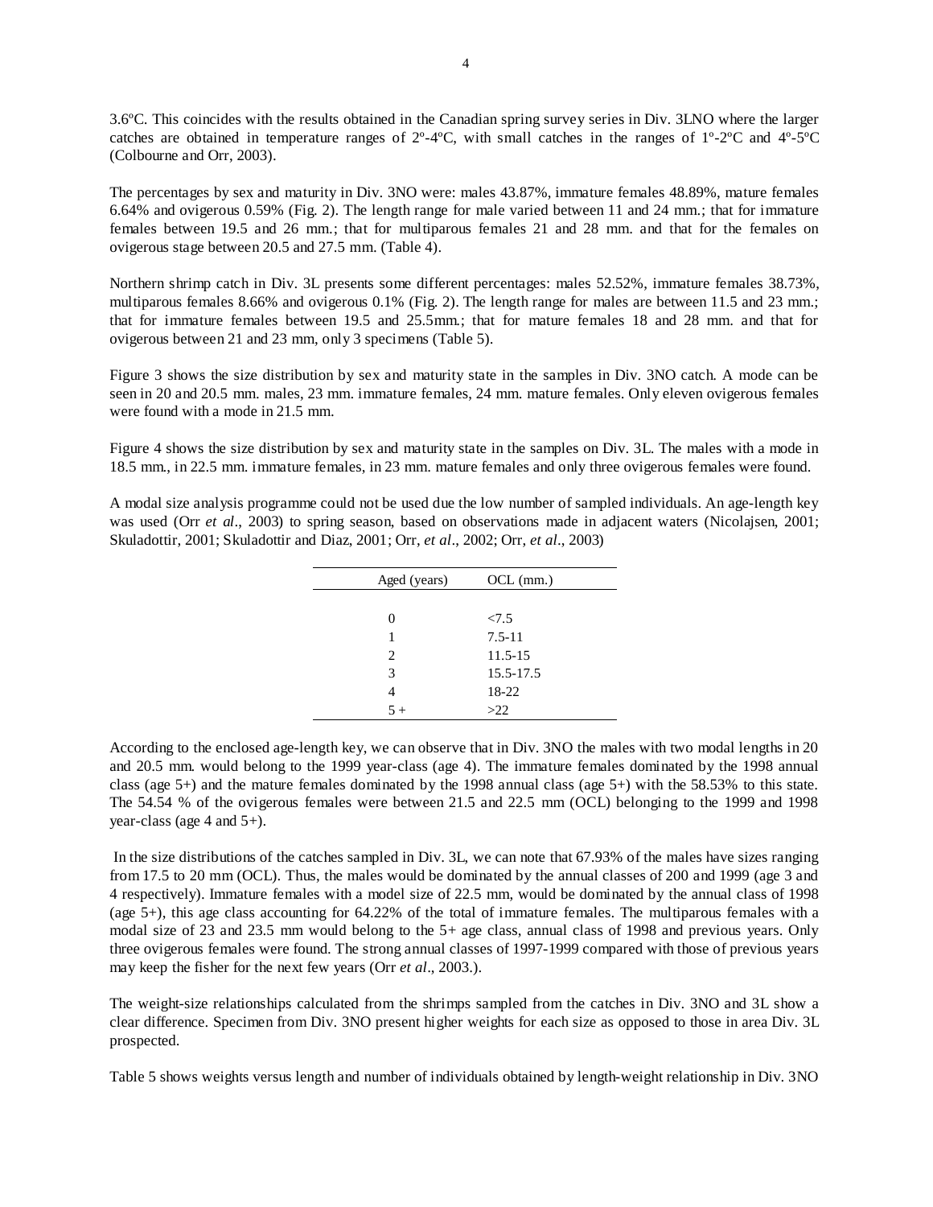3.6ºC. This coincides with the results obtained in the Canadian spring survey series in Div. 3LNO where the larger catches are obtained in temperature ranges of 2º-4ºC, with small catches in the ranges of 1º-2ºC and 4º-5ºC (Colbourne and Orr, 2003).

The percentages by sex and maturity in Div. 3NO were: males 43.87%, immature females 48.89%, mature females 6.64% and ovigerous 0.59% (Fig. 2). The length range for male varied between 11 and 24 mm.; that for immature females between 19.5 and 26 mm.; that for multiparous females 21 and 28 mm. and that for the females on ovigerous stage between 20.5 and 27.5 mm. (Table 4).

Northern shrimp catch in Div. 3L presents some different percentages: males 52.52%, immature females 38.73%, multiparous females 8.66% and ovigerous 0.1% (Fig. 2). The length range for males are between 11.5 and 23 mm.; that for immature females between 19.5 and 25.5mm.; that for mature females 18 and 28 mm. and that for ovigerous between 21 and 23 mm, only 3 specimens (Table 5).

Figure 3 shows the size distribution by sex and maturity state in the samples in Div. 3NO catch. A mode can be seen in 20 and 20.5 mm. males, 23 mm. immature females, 24 mm. mature females. Only eleven ovigerous females were found with a mode in 21.5 mm.

Figure 4 shows the size distribution by sex and maturity state in the samples on Div. 3L. The males with a mode in 18.5 mm., in 22.5 mm. immature females, in 23 mm. mature females and only three ovigerous females were found.

A modal size analysis programme could not be used due the low number of sampled individuals. An age-length key was used (Orr *et al*., 2003) to spring season, based on observations made in adjacent waters (Nicolajsen, 2001; Skuladottir, 2001; Skuladottir and Diaz, 2001; Orr, *et al*., 2002; Orr, *et al*., 2003)

| Aged (years) | OCL (mm.) |
|---|---|
| 0 | <7.5 |
| 1 | 7.5-11 |
| 2 | 11.5-15 |
| 3 | 15.5-17.5 |
| 4 | 18-22 |
| 5 + | >22 |

According to the enclosed age-length key, we can observe that in Div. 3NO the males with two modal lengths in 20 and 20.5 mm. would belong to the 1999 year-class (age 4). The immature females dominated by the 1998 annual class (age 5+) and the mature females dominated by the 1998 annual class (age 5+) with the 58.53% to this state. The 54.54 % of the ovigerous females were between 21.5 and 22.5 mm (OCL) belonging to the 1999 and 1998 year-class (age 4 and 5+).

In the size distributions of the catches sampled in Div. 3L, we can note that 67.93% of the males have sizes ranging from 17.5 to 20 mm (OCL). Thus, the males would be dominated by the annual classes of 200 and 1999 (age 3 and 4 respectively). Immature females with a model size of 22.5 mm, would be dominated by the annual class of 1998 (age 5+), this age class accounting for 64.22% of the total of immature females. The multiparous females with a modal size of 23 and 23.5 mm would belong to the 5+ age class, annual class of 1998 and previous years. Only three ovigerous females were found. The strong annual classes of 1997-1999 compared with those of previous years may keep the fisher for the next few years (Orr *et al*., 2003.).

The weight-size relationships calculated from the shrimps sampled from the catches in Div. 3NO and 3L show a clear difference. Specimen from Div. 3NO present higher weights for each size as opposed to those in area Div. 3L prospected.

Table 5 shows weights versus length and number of individuals obtained by length-weight relationship in Div. 3NO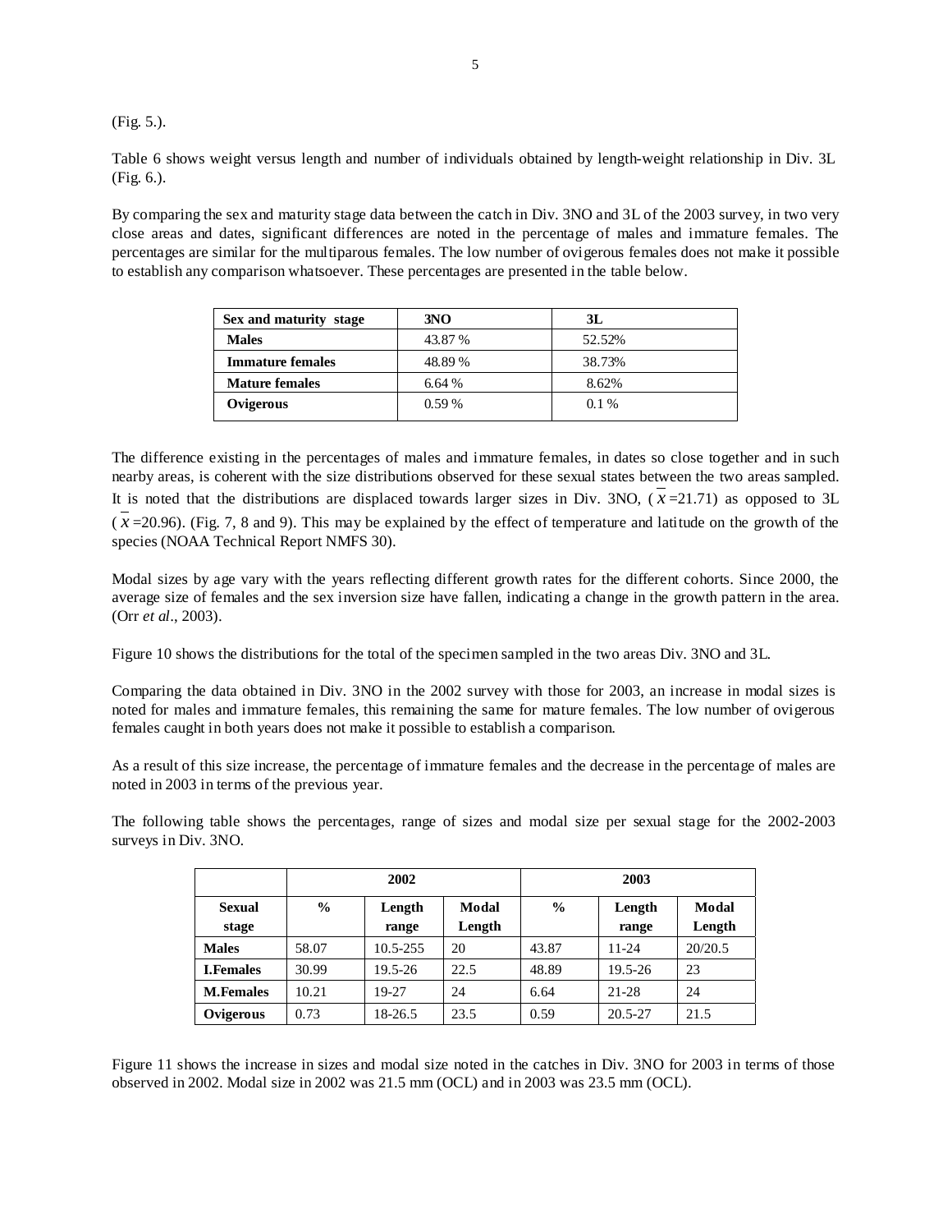(Fig. 5.).

Table 6 shows weight versus length and number of individuals obtained by length-weight relationship in Div. 3L (Fig. 6.).

By comparing the sex and maturity stage data between the catch in Div. 3NO and 3L of the 2003 survey, in two very close areas and dates, significant differences are noted in the percentage of males and immature females. The percentages are similar for the multiparous females. The low number of ovigerous females does not make it possible to establish any comparison whatsoever. These percentages are presented in the table below.

| Sex and maturity stage | 3NO | 3L |
|---|---|---|
| **Males** | 43.87 % | 52.52% |
| **Immature females** | 48.89 % | 38.73% |
| **Mature females** | 6.64 % | 8.62% |
| **Ovigerous** | 0.59 % | 0.1 % |

The difference existing in the percentages of males and immature females, in dates so close together and in such nearby areas, is coherent with the size distributions observed for these sexual states between the two areas sampled. It is noted that the distributions are displaced towards larger sizes in Div. 3NO, ($\overline{x}$=21.71) as opposed to 3L ($\overline{x}$=20.96). (Fig. 7, 8 and 9). This may be explained by the effect of temperature and latitude on the growth of the species (NOAA Technical Report NMFS 30).

Modal sizes by age vary with the years reflecting different growth rates for the different cohorts. Since 2000, the average size of females and the sex inversion size have fallen, indicating a change in the growth pattern in the area. (Orr *et al*., 2003).

Figure 10 shows the distributions for the total of the specimen sampled in the two areas Div. 3NO and 3L.

Comparing the data obtained in Div. 3NO in the 2002 survey with those for 2003, an increase in modal sizes is noted for males and immature females, this remaining the same for mature females. The low number of ovigerous females caught in both years does not make it possible to establish a comparison.

As a result of this size increase, the percentage of immature females and the decrease in the percentage of males are noted in 2003 in terms of the previous year.

The following table shows the percentages, range of sizes and modal size per sexual stage for the 2002-2003 surveys in Div. 3NO.

| | 2002 | | | 2003 | | |
|---|---|---|---|---|---|---|
| **Sexual stage** | **%** | **Length range** | **Modal Length** | **%** | **Length range** | **Modal Length** |
| **Males** | 58.07 | 10.5-255 | 20 | 43.87 | 11-24 | 20/20.5 |
| **I.Females** | 30.99 | 19.5-26 | 22.5 | 48.89 | 19.5-26 | 23 |
| **M.Females** | 10.21 | 19-27 | 24 | 6.64 | 21-28 | 24 |
| **Ovigerous** | 0.73 | 18-26.5 | 23.5 | 0.59 | 20.5-27 | 21.5 |

Figure 11 shows the increase in sizes and modal size noted in the catches in Div. 3NO for 2003 in terms of those observed in 2002. Modal size in 2002 was 21.5 mm (OCL) and in 2003 was 23.5 mm (OCL).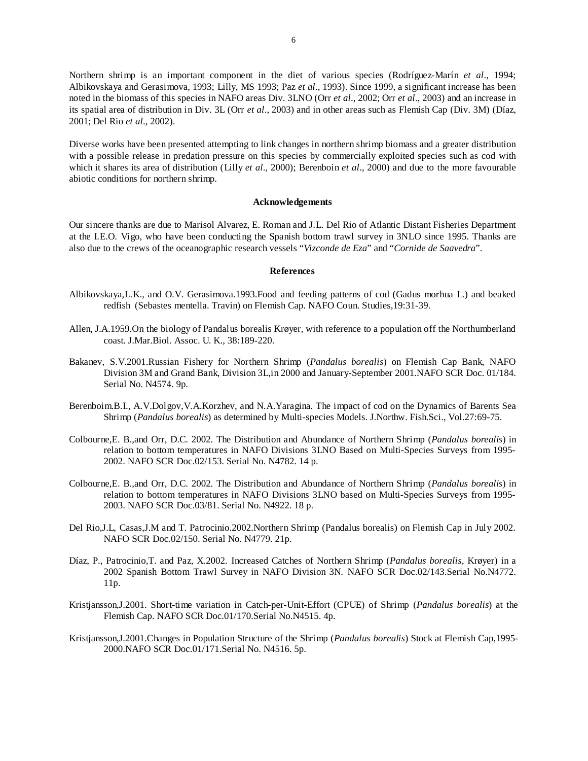Northern shrimp is an important component in the diet of various species (Rodríguez-Marín *et al*., 1994; Albikovskaya and Gerasimova, 1993; Lilly, MS 1993; Paz *et al*., 1993). Since 1999, a significant increase has been noted in the biomass of this species in NAFO areas Div. 3LNO (Orr *et al*., 2002; Orr *et al*., 2003) and an increase in its spatial area of distribution in Div. 3L (Orr *et al*., 2003) and in other areas such as Flemish Cap (Div. 3M) (Díaz, 2001; Del Rio *et al*., 2002).

Diverse works have been presented attempting to link changes in northern shrimp biomass and a greater distribution with a possible release in predation pressure on this species by commercially exploited species such as cod with which it shares its area of distribution (Lilly *et al*., 2000); Berenboin *et al*., 2000) and due to the more favourable abiotic conditions for northern shrimp.

## Acknowledgements

Our sincere thanks are due to Marisol Alvarez, E. Roman and J.L. Del Rio of Atlantic Distant Fisheries Department at the I.E.O. Vigo, who have been conducting the Spanish bottom trawl survey in 3NLO since 1995. Thanks are also due to the crews of the oceanographic research vessels "*Vizconde de Eza*" and "*Cornide de Saavedra*".

## References

Albikovskaya,L.K., and O.V. Gerasimova.1993.Food and feeding patterns of cod (Gadus morhua L.) and beaked redfish (Sebastes mentella. Travin) on Flemish Cap. NAFO Coun. Studies,19:31-39.

Allen, J.A.1959.On the biology of Pandalus borealis Krøyer, with reference to a population off the Northumberland coast. J.Mar.Biol. Assoc. U. K., 38:189-220.

Bakanev, S.V.2001.Russian Fishery for Northern Shrimp (*Pandalus borealis*) on Flemish Cap Bank, NAFO Division 3M and Grand Bank, Division 3L,in 2000 and January-September 2001.NAFO SCR Doc. 01/184. Serial No. N4574. 9p.

Berenboim.B.I., A.V.Dolgov,V.A.Korzhev, and N.A.Yaragina. The impact of cod on the Dynamics of Barents Sea Shrimp (*Pandalus borealis*) as determined by Multi-species Models. J.Northw. Fish.Sci., Vol.27:69-75.

Colbourne,E. B.,and Orr, D.C. 2002. The Distribution and Abundance of Northern Shrimp (*Pandalus borealis*) in relation to bottom temperatures in NAFO Divisions 3LNO Based on Multi-Species Surveys from 1995-2002. NAFO SCR Doc.02/153. Serial No. N4782. 14 p.

Colbourne,E. B.,and Orr, D.C. 2002. The Distribution and Abundance of Northern Shrimp (*Pandalus borealis*) in relation to bottom temperatures in NAFO Divisions 3LNO based on Multi-Species Surveys from 1995-2003. NAFO SCR Doc.03/81. Serial No. N4922. 18 p.

Del Rio,J.L, Casas,J.M and T. Patrocinio.2002.Northern Shrimp (Pandalus borealis) on Flemish Cap in July 2002. NAFO SCR Doc.02/150. Serial No. N4779. 21p.

Díaz, P., Patrocinio,T. and Paz, X.2002. Increased Catches of Northern Shrimp (*Pandalus borealis*, Krøyer) in a 2002 Spanish Bottom Trawl Survey in NAFO Division 3N. NAFO SCR Doc.02/143.Serial No.N4772. 11p.

Kristjansson,J.2001. Short-time variation in Catch-per-Unit-Effort (CPUE) of Shrimp (*Pandalus borealis*) at the Flemish Cap. NAFO SCR Doc.01/170.Serial No.N4515. 4p.

Kristjansson,J.2001.Changes in Population Structure of the Shrimp (*Pandalus borealis*) Stock at Flemish Cap,1995-2000.NAFO SCR Doc.01/171.Serial No. N4516. 5p.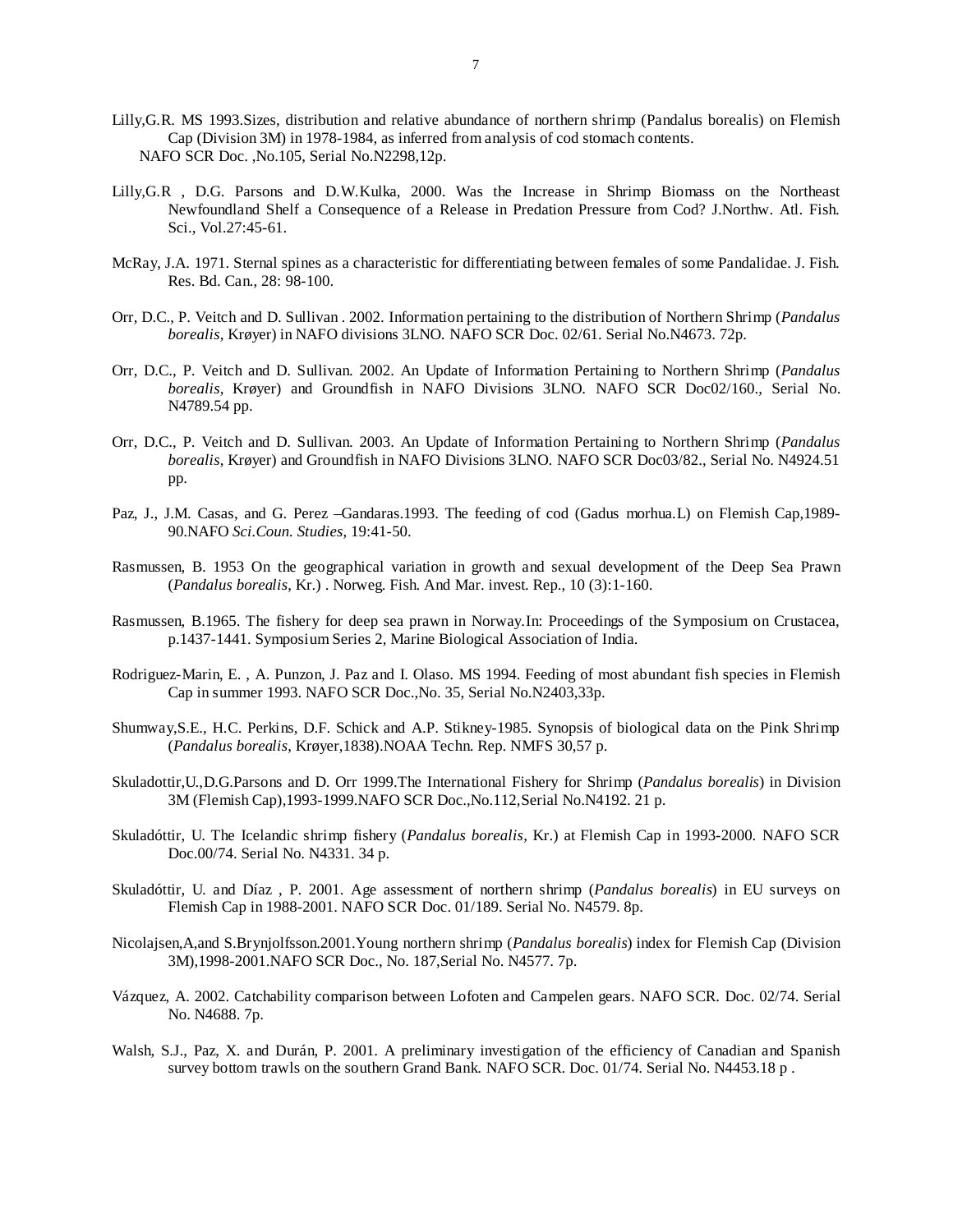Lilly,G.R. MS 1993.Sizes, distribution and relative abundance of northern shrimp (Pandalus borealis) on Flemish Cap (Division 3M) in 1978-1984, as inferred from analysis of cod stomach contents. NAFO SCR Doc. ,No.105, Serial No.N2298,12p.

Lilly,G.R , D.G. Parsons and D.W.Kulka, 2000. Was the Increase in Shrimp Biomass on the Northeast Newfoundland Shelf a Consequence of a Release in Predation Pressure from Cod? J.Northw. Atl. Fish. Sci., Vol.27:45-61.

McRay, J.A. 1971. Sternal spines as a characteristic for differentiating between females of some Pandalidae. J. Fish. Res. Bd. Can., 28: 98-100.

Orr, D.C., P. Veitch and D. Sullivan . 2002. Information pertaining to the distribution of Northern Shrimp (*Pandalus borealis*, Krøyer) in NAFO divisions 3LNO. NAFO SCR Doc. 02/61. Serial No.N4673. 72p.

Orr, D.C., P. Veitch and D. Sullivan. 2002. An Update of Information Pertaining to Northern Shrimp (*Pandalus borealis*, Krøyer) and Groundfish in NAFO Divisions 3LNO. NAFO SCR Doc02/160., Serial No. N4789.54 pp.

Orr, D.C., P. Veitch and D. Sullivan. 2003. An Update of Information Pertaining to Northern Shrimp (*Pandalus borealis*, Krøyer) and Groundfish in NAFO Divisions 3LNO. NAFO SCR Doc03/82., Serial No. N4924.51 pp.

Paz, J., J.M. Casas, and G. Perez –Gandaras.1993. The feeding of cod (Gadus morhua.L) on Flemish Cap,1989-90.NAFO *Sci.Coun. Studies*, 19:41-50.

Rasmussen, B. 1953 On the geographical variation in growth and sexual development of the Deep Sea Prawn (*Pandalus borealis*, Kr.) . Norweg. Fish. And Mar. invest. Rep., 10 (3):1-160.

Rasmussen, B.1965. The fishery for deep sea prawn in Norway.In: Proceedings of the Symposium on Crustacea, p.1437-1441. Symposium Series 2, Marine Biological Association of India.

Rodriguez-Marin, E. , A. Punzon, J. Paz and I. Olaso. MS 1994. Feeding of most abundant fish species in Flemish Cap in summer 1993. NAFO SCR Doc.,No. 35, Serial No.N2403,33p.

Shumway,S.E., H.C. Perkins, D.F. Schick and A.P. Stikney-1985. Synopsis of biological data on the Pink Shrimp (*Pandalus borealis*, Krøyer,1838).NOAA Techn. Rep. NMFS 30,57 p.

Skuladottir,U.,D.G.Parsons and D. Orr 1999.The International Fishery for Shrimp (*Pandalus borealis*) in Division 3M (Flemish Cap),1993-1999.NAFO SCR Doc.,No.112,Serial No.N4192. 21 p.

Skuladóttir, U. The Icelandic shrimp fishery (*Pandalus borealis*, Kr.) at Flemish Cap in 1993-2000. NAFO SCR Doc.00/74. Serial No. N4331. 34 p.

Skuladóttir, U. and Díaz , P. 2001. Age assessment of northern shrimp (*Pandalus borealis*) in EU surveys on Flemish Cap in 1988-2001. NAFO SCR Doc. 01/189. Serial No. N4579. 8p.

Nicolajsen,A,and S.Brynjolfsson.2001.Young northern shrimp (*Pandalus borealis*) index for Flemish Cap (Division 3M),1998-2001.NAFO SCR Doc., No. 187,Serial No. N4577. 7p.

Vázquez, A. 2002. Catchability comparison between Lofoten and Campelen gears. NAFO SCR. Doc. 02/74. Serial No. N4688. 7p.

Walsh, S.J., Paz, X. and Durán, P. 2001. A preliminary investigation of the efficiency of Canadian and Spanish survey bottom trawls on the southern Grand Bank. NAFO SCR. Doc. 01/74. Serial No. N4453.18 p .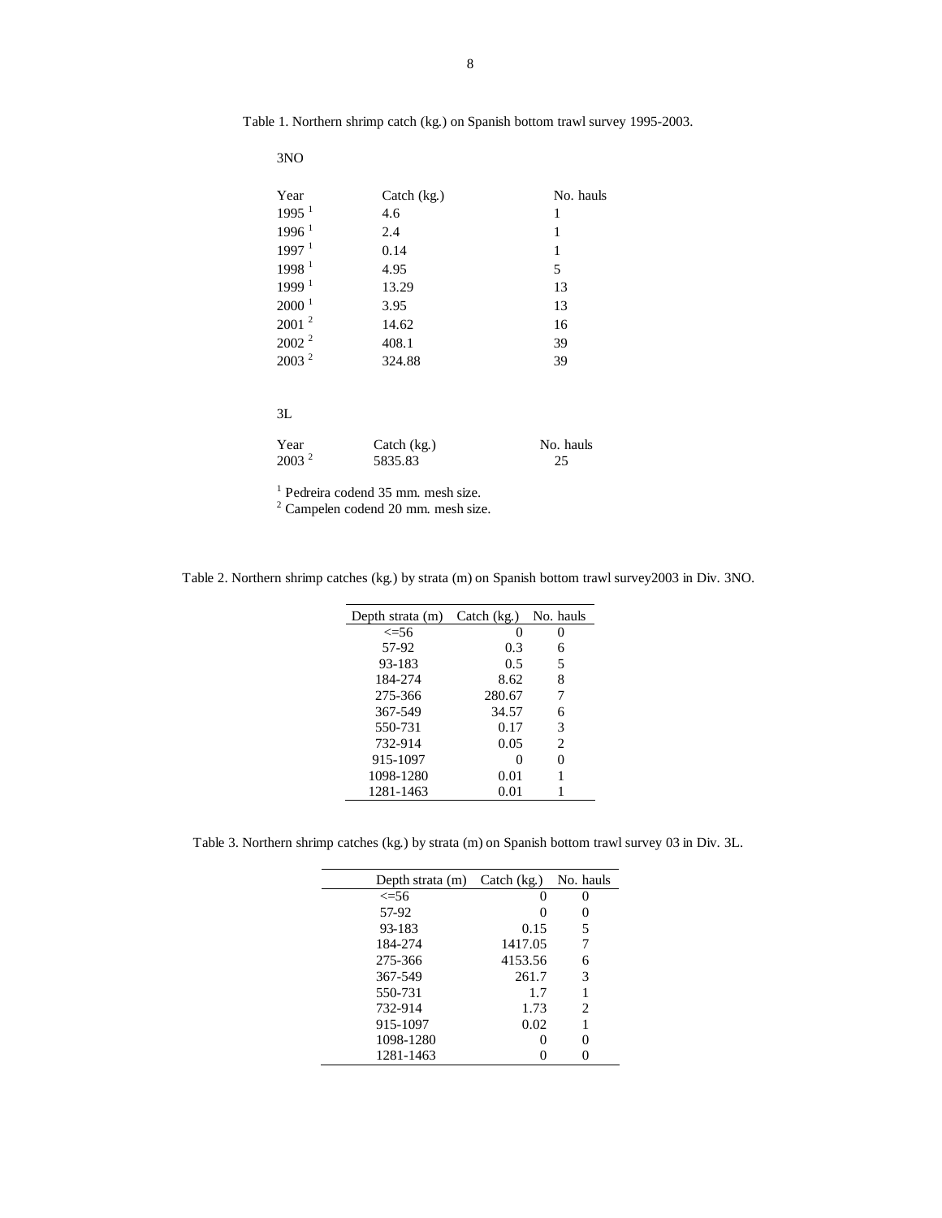Table 1. Northern shrimp catch (kg.) on Spanish bottom trawl survey 1995-2003.

3NO

| Year | Catch (kg.) | No. hauls |
|---|---|---|
| 1995 [1] | 4.6 | 1 |
| 1996 [1] | 2.4 | 1 |
| 1997 [1] | 0.14 | 1 |
| 1998 [1] | 4.95 | 5 |
| 1999 [1] | 13.29 | 13 |
| 2000 [1] | 3.95 | 13 |
| 2001 [2] | 14.62 | 16 |
| 2002 [2] | 408.1 | 39 |
| 2003 [2] | 324.88 | 39 |

3L

| Year | Catch (kg.) | No. hauls |
|---|---|---|
| 2003 [2] | 5835.83 | 25 |

[1] Pedreira codend 35 mm. mesh size.
[2] Campelen codend 20 mm. mesh size.

Table 2. Northern shrimp catches (kg.) by strata (m) on Spanish bottom trawl survey2003 in Div. 3NO.

| Depth strata (m) | Catch (kg.) | No. hauls |
|---|---|---|
| <=56 | 0 | 0 |
| 57-92 | 0.3 | 6 |
| 93-183 | 0.5 | 5 |
| 184-274 | 8.62 | 8 |
| 275-366 | 280.67 | 7 |
| 367-549 | 34.57 | 6 |
| 550-731 | 0.17 | 3 |
| 732-914 | 0.05 | 2 |
| 915-1097 | 0 | 0 |
| 1098-1280 | 0.01 | 1 |
| 1281-1463 | 0.01 | 1 |

Table 3. Northern shrimp catches (kg.) by strata (m) on Spanish bottom trawl survey 03 in Div. 3L.

| Depth strata (m) | Catch (kg.) | No. hauls |
|---|---|---|
| <=56 | 0 | 0 |
| 57-92 | 0 | 0 |
| 93-183 | 0.15 | 5 |
| 184-274 | 1417.05 | 7 |
| 275-366 | 4153.56 | 6 |
| 367-549 | 261.7 | 3 |
| 550-731 | 1.7 | 1 |
| 732-914 | 1.73 | 2 |
| 915-1097 | 0.02 | 1 |
| 1098-1280 | 0 | 0 |
| 1281-1463 | 0 | 0 |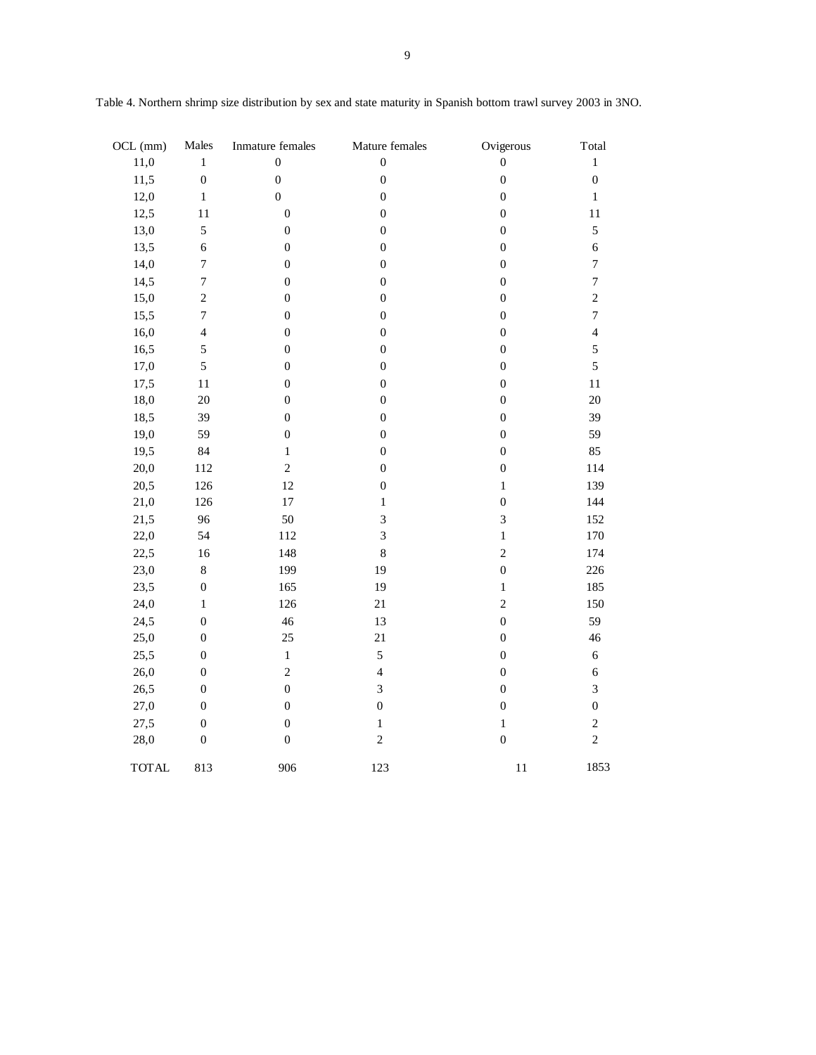Table 4. Northern shrimp size distribution by sex and state maturity in Spanish bottom trawl survey 2003 in 3NO.

| OCL (mm) | Males | Inmature females | Mature females | Ovigerous | Total |
|---|---|---|---|---|---|
| 11,0 | 1 | 0 | 0 | 0 | 1 |
| 11,5 | 0 | 0 | 0 | 0 | 0 |
| 12,0 | 1 | 0 | 0 | 0 | 1 |
| 12,5 | 11 | 0 | 0 | 0 | 11 |
| 13,0 | 5 | 0 | 0 | 0 | 5 |
| 13,5 | 6 | 0 | 0 | 0 | 6 |
| 14,0 | 7 | 0 | 0 | 0 | 7 |
| 14,5 | 7 | 0 | 0 | 0 | 7 |
| 15,0 | 2 | 0 | 0 | 0 | 2 |
| 15,5 | 7 | 0 | 0 | 0 | 7 |
| 16,0 | 4 | 0 | 0 | 0 | 4 |
| 16,5 | 5 | 0 | 0 | 0 | 5 |
| 17,0 | 5 | 0 | 0 | 0 | 5 |
| 17,5 | 11 | 0 | 0 | 0 | 11 |
| 18,0 | 20 | 0 | 0 | 0 | 20 |
| 18,5 | 39 | 0 | 0 | 0 | 39 |
| 19,0 | 59 | 0 | 0 | 0 | 59 |
| 19,5 | 84 | 1 | 0 | 0 | 85 |
| 20,0 | 112 | 2 | 0 | 0 | 114 |
| 20,5 | 126 | 12 | 0 | 1 | 139 |
| 21,0 | 126 | 17 | 1 | 0 | 144 |
| 21,5 | 96 | 50 | 3 | 3 | 152 |
| 22,0 | 54 | 112 | 3 | 1 | 170 |
| 22,5 | 16 | 148 | 8 | 2 | 174 |
| 23,0 | 8 | 199 | 19 | 0 | 226 |
| 23,5 | 0 | 165 | 19 | 1 | 185 |
| 24,0 | 1 | 126 | 21 | 2 | 150 |
| 24,5 | 0 | 46 | 13 | 0 | 59 |
| 25,0 | 0 | 25 | 21 | 0 | 46 |
| 25,5 | 0 | 1 | 5 | 0 | 6 |
| 26,0 | 0 | 2 | 4 | 0 | 6 |
| 26,5 | 0 | 0 | 3 | 0 | 3 |
| 27,0 | 0 | 0 | 0 | 0 | 0 |
| 27,5 | 0 | 0 | 1 | 1 | 2 |
| 28,0 | 0 | 0 | 2 | 0 | 2 |
| TOTAL | 813 | 906 | 123 | 11 | 1853 |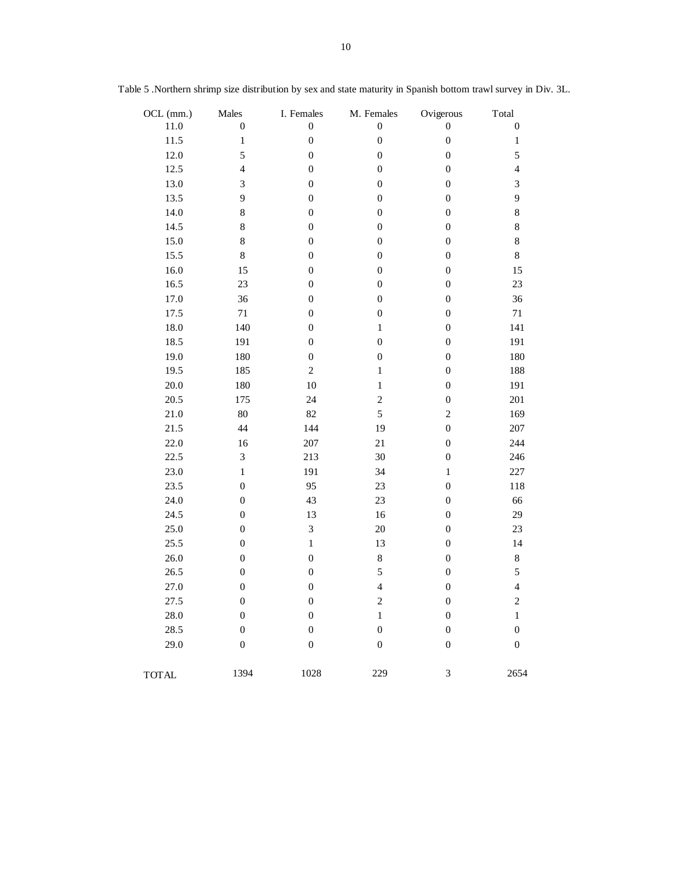Table 5 .Northern shrimp size distribution by sex and state maturity in Spanish bottom trawl survey in Div. 3L.

| OCL (mm.) | Males | I. Females | M. Females | Ovigerous | Total |
|---|---|---|---|---|---|
| 11.0 | 0 | 0 | 0 | 0 | 0 |
| 11.5 | 1 | 0 | 0 | 0 | 1 |
| 12.0 | 5 | 0 | 0 | 0 | 5 |
| 12.5 | 4 | 0 | 0 | 0 | 4 |
| 13.0 | 3 | 0 | 0 | 0 | 3 |
| 13.5 | 9 | 0 | 0 | 0 | 9 |
| 14.0 | 8 | 0 | 0 | 0 | 8 |
| 14.5 | 8 | 0 | 0 | 0 | 8 |
| 15.0 | 8 | 0 | 0 | 0 | 8 |
| 15.5 | 8 | 0 | 0 | 0 | 8 |
| 16.0 | 15 | 0 | 0 | 0 | 15 |
| 16.5 | 23 | 0 | 0 | 0 | 23 |
| 17.0 | 36 | 0 | 0 | 0 | 36 |
| 17.5 | 71 | 0 | 0 | 0 | 71 |
| 18.0 | 140 | 0 | 1 | 0 | 141 |
| 18.5 | 191 | 0 | 0 | 0 | 191 |
| 19.0 | 180 | 0 | 0 | 0 | 180 |
| 19.5 | 185 | 2 | 1 | 0 | 188 |
| 20.0 | 180 | 10 | 1 | 0 | 191 |
| 20.5 | 175 | 24 | 2 | 0 | 201 |
| 21.0 | 80 | 82 | 5 | 2 | 169 |
| 21.5 | 44 | 144 | 19 | 0 | 207 |
| 22.0 | 16 | 207 | 21 | 0 | 244 |
| 22.5 | 3 | 213 | 30 | 0 | 246 |
| 23.0 | 1 | 191 | 34 | 1 | 227 |
| 23.5 | 0 | 95 | 23 | 0 | 118 |
| 24.0 | 0 | 43 | 23 | 0 | 66 |
| 24.5 | 0 | 13 | 16 | 0 | 29 |
| 25.0 | 0 | 3 | 20 | 0 | 23 |
| 25.5 | 0 | 1 | 13 | 0 | 14 |
| 26.0 | 0 | 0 | 8 | 0 | 8 |
| 26.5 | 0 | 0 | 5 | 0 | 5 |
| 27.0 | 0 | 0 | 4 | 0 | 4 |
| 27.5 | 0 | 0 | 2 | 0 | 2 |
| 28.0 | 0 | 0 | 1 | 0 | 1 |
| 28.5 | 0 | 0 | 0 | 0 | 0 |
| 29.0 | 0 | 0 | 0 | 0 | 0 |
| TOTAL | 1394 | 1028 | 229 | 3 | 2654 |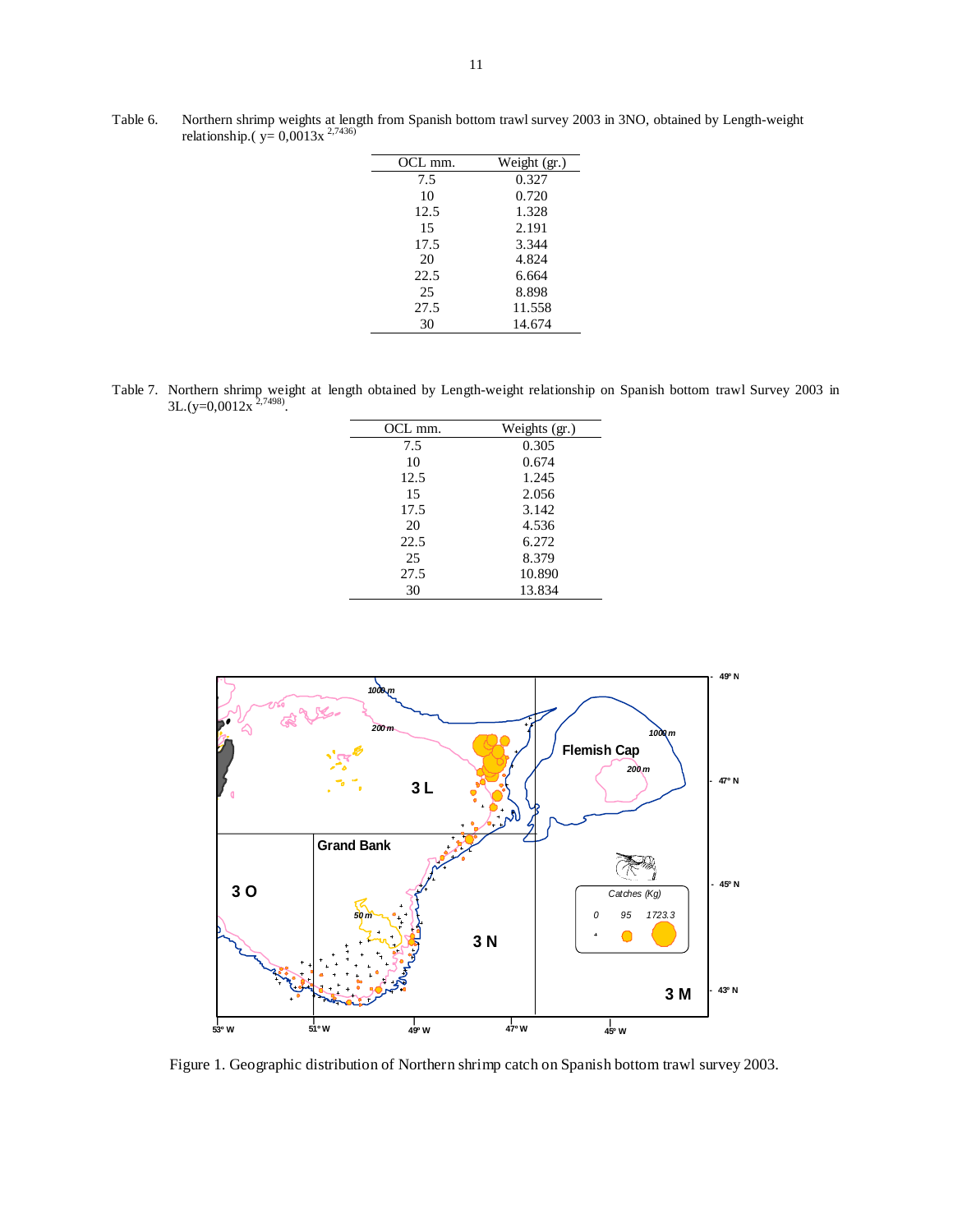Table 6. Northern shrimp weights at length from Spanish bottom trawl survey 2003 in 3NO, obtained by Length-weight relationship.( $y= 0{,}0013x^{2{,}7436}$)

| OCL mm. | Weight (gr.) |
|---|---|
| 7.5 | 0.327 |
| 10 | 0.720 |
| 12.5 | 1.328 |
| 15 | 2.191 |
| 17.5 | 3.344 |
| 20 | 4.824 |
| 22.5 | 6.664 |
| 25 | 8.898 |
| 27.5 | 11.558 |
| 30 | 14.674 |

Table 7. Northern shrimp weight at length obtained by Length-weight relationship on Spanish bottom trawl Survey 2003 in 3L.($y=0{,}0012x^{2{,}7498}$).

| OCL mm. | Weights (gr.) |
|---|---|
| 7.5 | 0.305 |
| 10 | 0.674 |
| 12.5 | 1.245 |
| 15 | 2.056 |
| 17.5 | 3.142 |
| 20 | 4.536 |
| 22.5 | 6.272 |
| 25 | 8.379 |
| 27.5 | 10.890 |
| 30 | 13.834 |

Figure 1. Geographic distribution of Northern shrimp catch on Spanish bottom trawl survey 2003.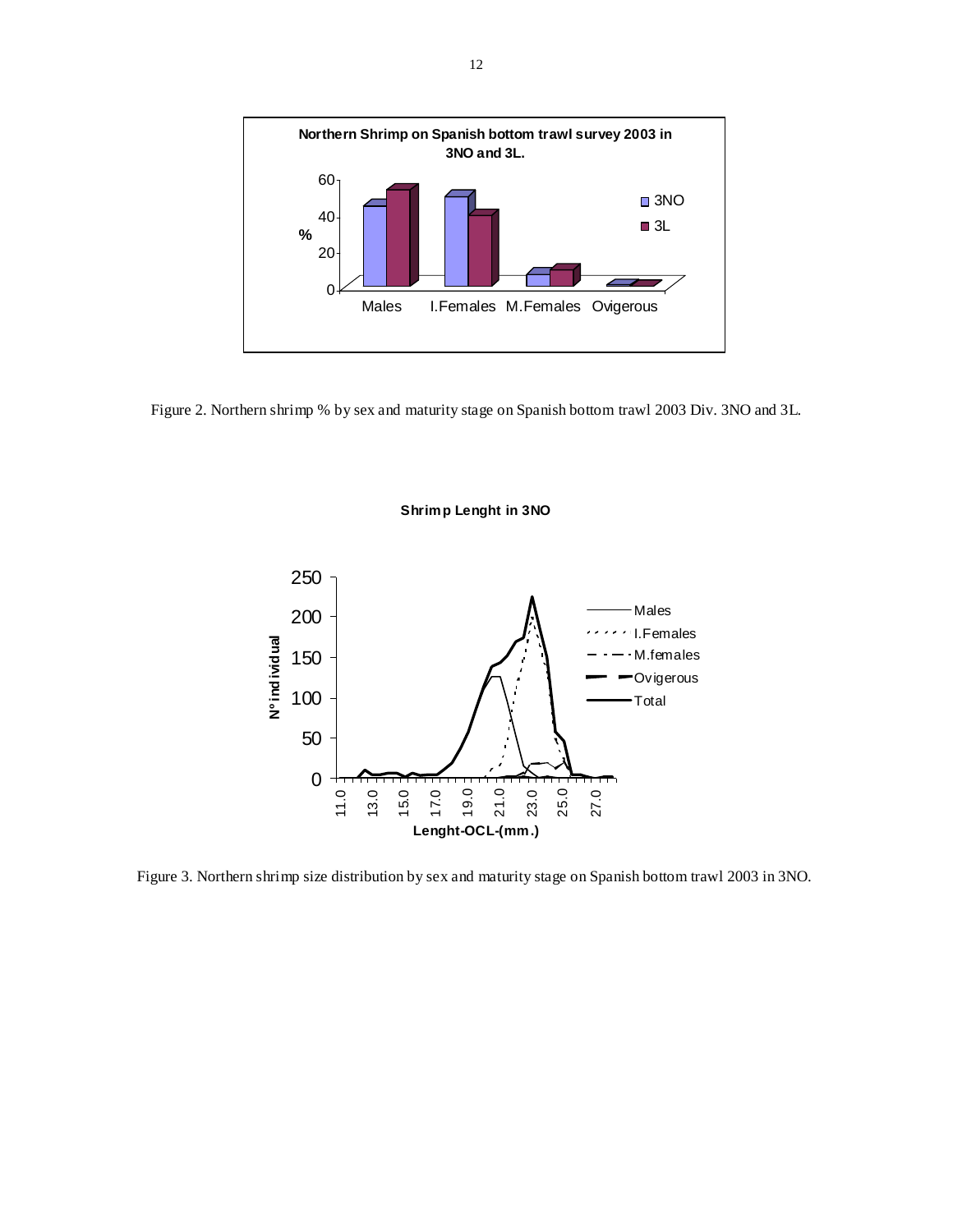**Northern Shrimp on Spanish bottom trawl survey 2003 in 3NO and 3L.**

Figure 2. Northern shrimp % by sex and maturity stage on Spanish bottom trawl 2003 Div. 3NO and 3L.

**Shrimp Lenght in 3NO**

Figure 3. Northern shrimp size distribution by sex and maturity stage on Spanish bottom trawl 2003 in 3NO.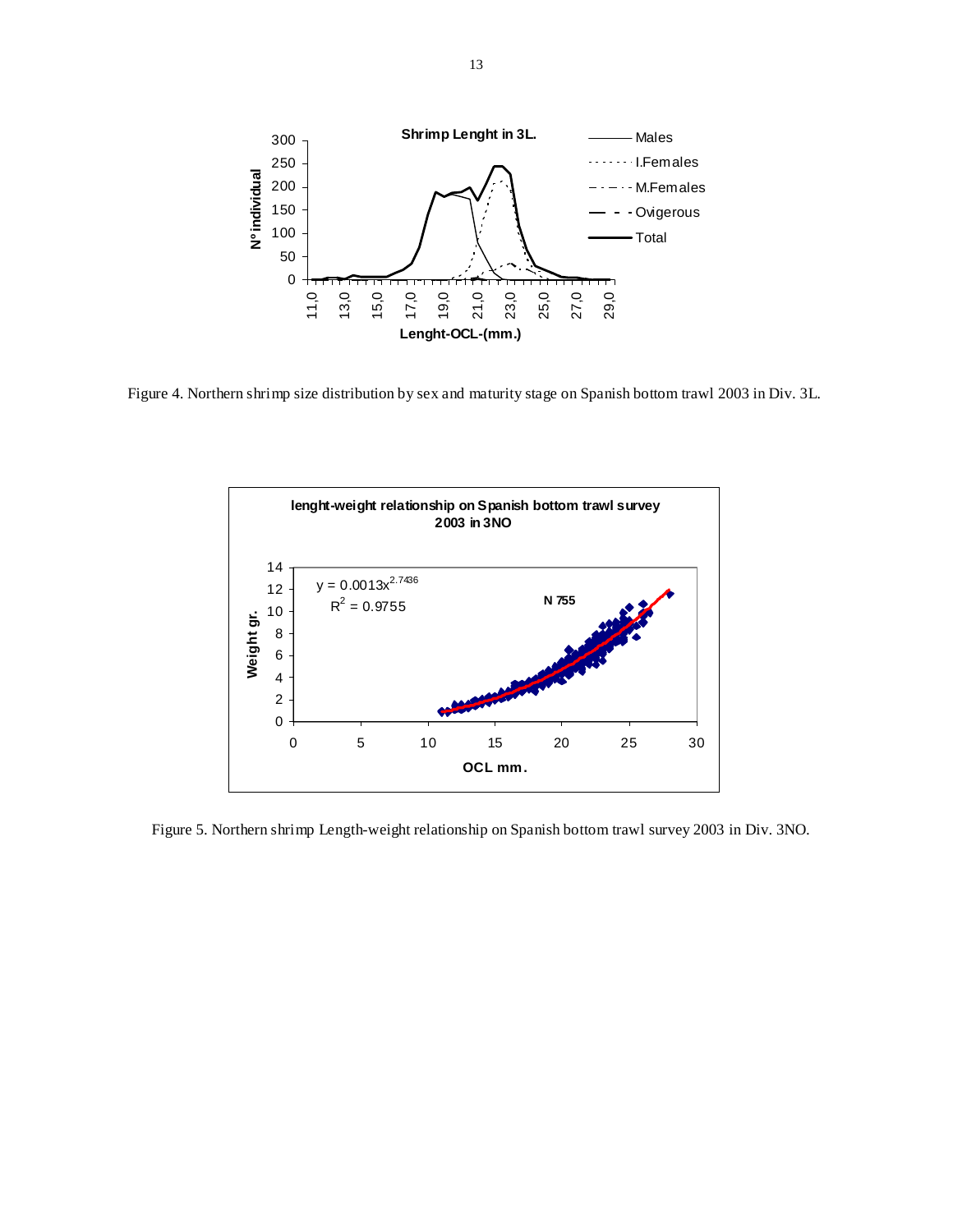Figure 4. Northern shrimp size distribution by sex and maturity stage on Spanish bottom trawl 2003 in Div. 3L.

Figure 5. Northern shrimp Length-weight relationship on Spanish bottom trawl survey 2003 in Div. 3NO.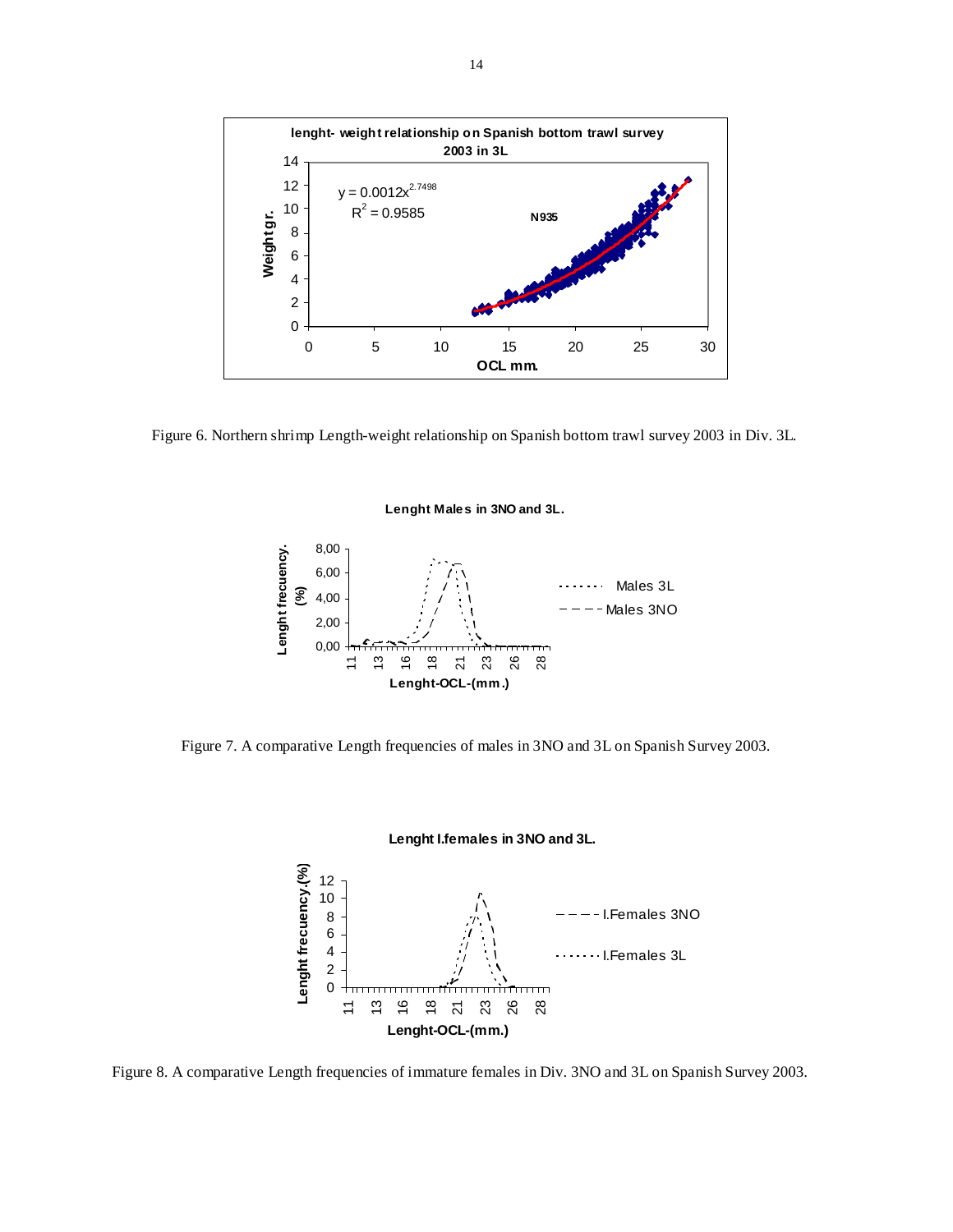Figure 6. Northern shrimp Length-weight relationship on Spanish bottom trawl survey 2003 in Div. 3L.

Figure 7. A comparative Length frequencies of males in 3NO and 3L on Spanish Survey 2003.

Figure 8. A comparative Length frequencies of immature females in Div. 3NO and 3L on Spanish Survey 2003.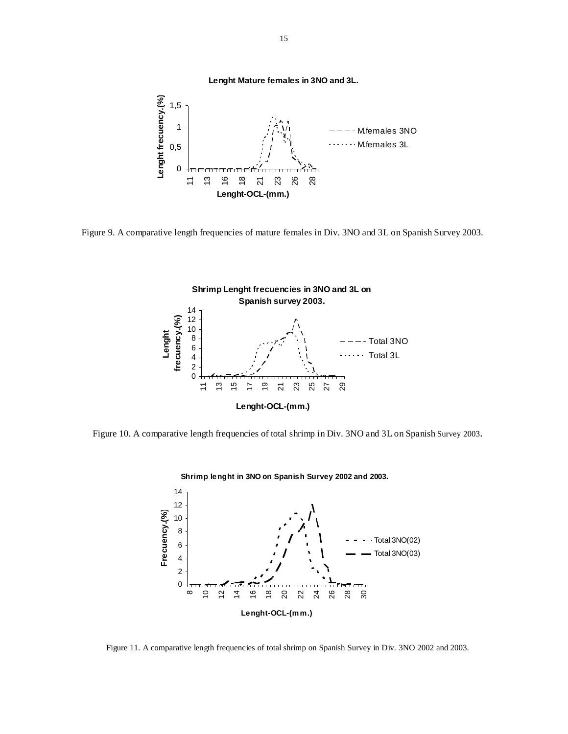**Lenght Mature females in 3NO and 3L.**

Lenght frecuency.(%)

1,5
1
0,5
0

11 13 16 18 21 23 26 28

Lenght-OCL-(mm.)

M.females 3NO
M.females 3L

Figure 9. A comparative length frequencies of mature females in Div. 3NO and 3L on Spanish Survey 2003.

**Shrimp Lenght frecuencies in 3NO and 3L on Spanish survey 2003.**

Lenght frecuency.(%)

14
12
10
8
6
4
2
0

11 13 15 17 19 21 23 25 27 29

Lenght-OCL-(mm.)

Total 3NO
Total 3L

Figure 10. A comparative length frequencies of total shrimp in Div. 3NO and 3L on Spanish Survey 2003.

**Shrimp lenght in 3NO on Spanish Survey 2002 and 2003.**

Frecuency.(%]

14
12
10
8
6
4
2
0

8 10 12 14 16 18 20 22 24 26 28 30

Lenght-OCL-(mm.)

Total 3NO(02)
Total 3NO(03)

Figure 11. A comparative length frequencies of total shrimp on Spanish Survey in Div. 3NO 2002 and 2003.